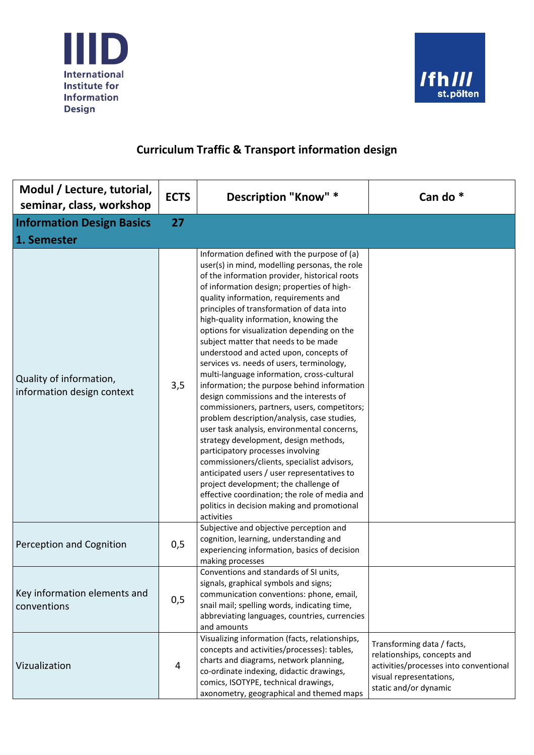IIID International Institute for Information Design

fh/// st.pölten

## Curriculum Traffic & Transport information design

| Modul / Lecture, tutorial, seminar, class, workshop | ECTS | Description "Know" * | Can do * |
|---|---|---|---|
| **Information Design Basics 1. Semester** | **27** | | |
| Quality of information, information design context | 3,5 | Information defined with the purpose of (a) user(s) in mind, modelling personas, the role of the information provider, historical roots of information design; properties of high-quality information, requirements and principles of transformation of data into high-quality information, knowing the options for visualization depending on the subject matter that needs to be made understood and acted upon, concepts of services vs. needs of users, terminology, multi-language information, cross-cultural information; the purpose behind information design commissions and the interests of commissioners, partners, users, competitors; problem description/analysis, case studies, user task analysis, environmental concerns, strategy development, design methods, participatory processes involving commissioners/clients, specialist advisors, anticipated users / user representatives to project development; the challenge of effective coordination; the role of media and politics in decision making and promotional activities | |
| Perception and Cognition | 0,5 | Subjective and objective perception and cognition, learning, understanding and experiencing information, basics of decision making processes | |
| Key information elements and conventions | 0,5 | Conventions and standards of SI units, signals, graphical symbols and signs; communication conventions: phone, email, snail mail; spelling words, indicating time, abbreviating languages, countries, currencies and amounts | |
| Vizualization | 4 | Visualizing information (facts, relationships, concepts and activities/processes): tables, charts and diagrams, network planning, co-ordinate indexing, didactic drawings, comics, ISOTYPE, technical drawings, axonometry, geographical and themed maps | Transforming data / facts, relationships, concepts and activities/processes into conventional visual representations, static and/or dynamic |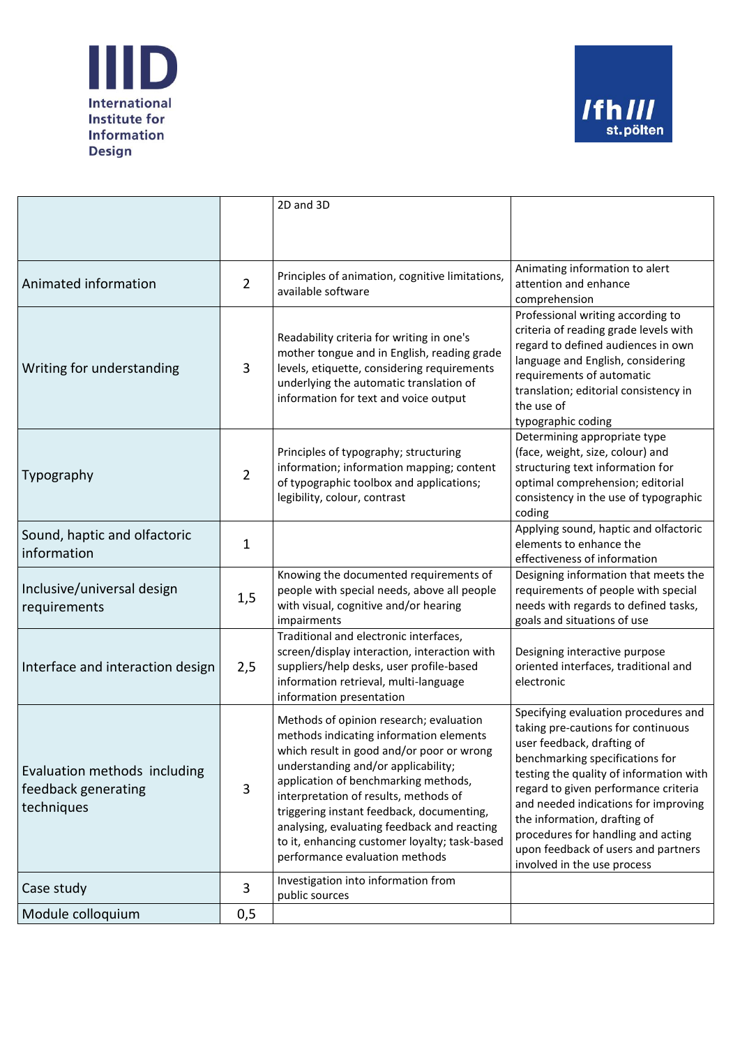| | | | |
|---|---|---|---|
| | | 2D and 3D | |
| Animated information | 2 | Principles of animation, cognitive limitations, available software | Animating information to alert attention and enhance comprehension |
| Writing for understanding | 3 | Readability criteria for writing in one's mother tongue and in English, reading grade levels, etiquette, considering requirements underlying the automatic translation of information for text and voice output | Professional writing according to criteria of reading grade levels with regard to defined audiences in own language and English, considering requirements of automatic translation; editorial consistency in the use of typographic coding |
| Typography | 2 | Principles of typography; structuring information; information mapping; content of typographic toolbox and applications; legibility, colour, contrast | Determining appropriate type (face, weight, size, colour) and structuring text information for optimal comprehension; editorial consistency in the use of typographic coding |
| Sound, haptic and olfactoric information | 1 | | Applying sound, haptic and olfactoric elements to enhance the effectiveness of information |
| Inclusive/universal design requirements | 1,5 | Knowing the documented requirements of people with special needs, above all people with visual, cognitive and/or hearing impairments | Designing information that meets the requirements of people with special needs with regards to defined tasks, goals and situations of use |
| Interface and interaction design | 2,5 | Traditional and electronic interfaces, screen/display interaction, interaction with suppliers/help desks, user profile-based information retrieval, multi-language information presentation | Designing interactive purpose oriented interfaces, traditional and electronic |
| Evaluation methods including feedback generating techniques | 3 | Methods of opinion research; evaluation methods indicating information elements which result in good and/or poor or wrong understanding and/or applicability; application of benchmarking methods, interpretation of results, methods of triggering instant feedback, documenting, analysing, evaluating feedback and reacting to it, enhancing customer loyalty; task-based performance evaluation methods | Specifying evaluation procedures and taking pre-cautions for continuous user feedback, drafting of benchmarking specifications for testing the quality of information with regard to given performance criteria and needed indications for improving the information, drafting of procedures for handling and acting upon feedback of users and partners involved in the use process |
| Case study | 3 | Investigation into information from public sources | |
| Module colloquium | 0,5 | | |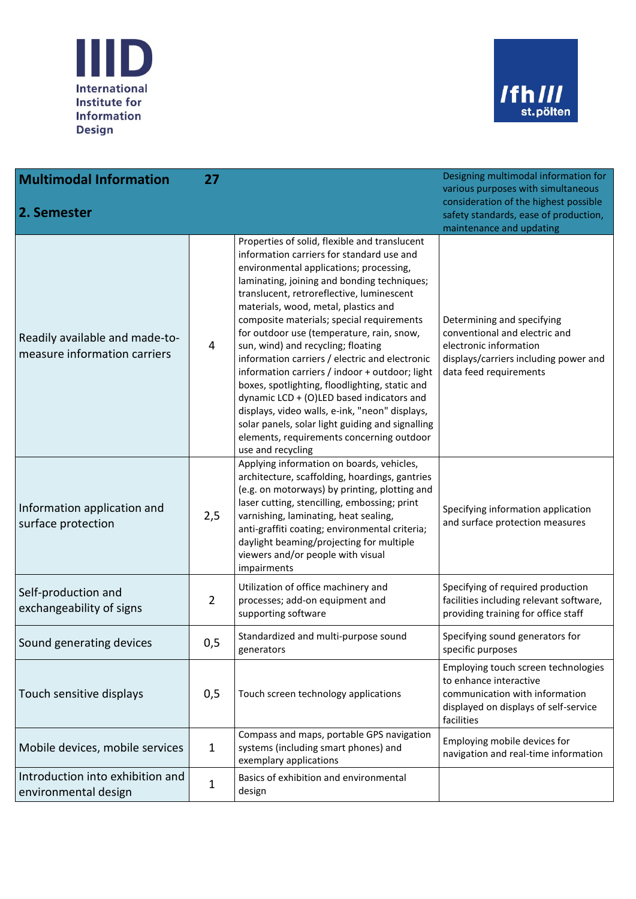| Multimodal Information<br><br>2. Semester | 27 | | Designing multimodal information for various purposes with simultaneous consideration of the highest possible safety standards, ease of production, maintenance and updating |
|---|---|---|---|
| Readily available and made-to-measure information carriers | 4 | Properties of solid, flexible and translucent information carriers for standard use and environmental applications; processing, laminating, joining and bonding techniques; translucent, retroreflective, luminescent materials, wood, metal, plastics and composite materials; special requirements for outdoor use (temperature, rain, snow, sun, wind) and recycling; floating information carriers / electric and electronic information carriers / indoor + outdoor; light boxes, spotlighting, floodlighting, static and dynamic LCD + (O)LED based indicators and displays, video walls, e-ink, "neon" displays, solar panels, solar light guiding and signalling elements, requirements concerning outdoor use and recycling | Determining and specifying conventional and electric and electronic information displays/carriers including power and data feed requirements |
| Information application and surface protection | 2,5 | Applying information on boards, vehicles, architecture, scaffolding, hoardings, gantries (e.g. on motorways) by printing, plotting and laser cutting, stencilling, embossing; print varnishing, laminating, heat sealing, anti-graffiti coating; environmental criteria; daylight beaming/projecting for multiple viewers and/or people with visual impairments | Specifying information application and surface protection measures |
| Self-production and exchangeability of signs | 2 | Utilization of office machinery and processes; add-on equipment and supporting software | Specifying of required production facilities including relevant software, providing training for office staff |
| Sound generating devices | 0,5 | Standardized and multi-purpose sound generators | Specifying sound generators for specific purposes |
| Touch sensitive displays | 0,5 | Touch screen technology applications | Employing touch screen technologies to enhance interactive communication with information displayed on displays of self-service facilities |
| Mobile devices, mobile services | 1 | Compass and maps, portable GPS navigation systems (including smart phones) and exemplary applications | Employing mobile devices for navigation and real-time information |
| Introduction into exhibition and environmental design | 1 | Basics of exhibition and environmental design | |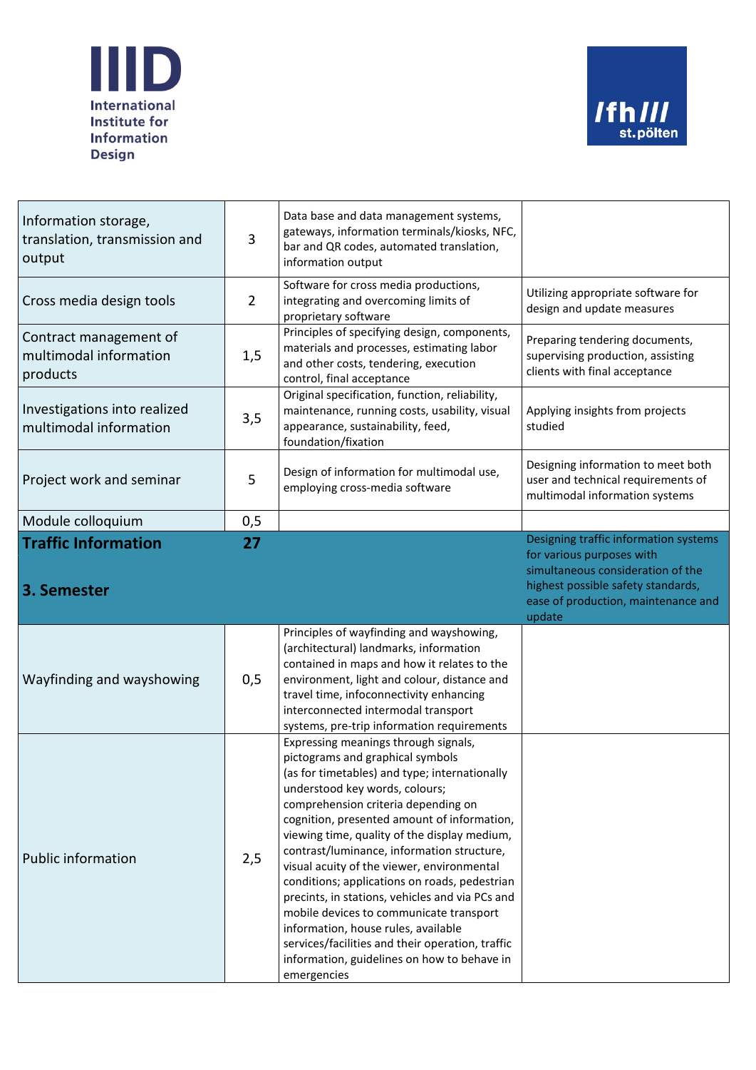| | | | |
|---|---|---|---|
| Information storage, translation, transmission and output | 3 | Data base and data management systems, gateways, information terminals/kiosks, NFC, bar and QR codes, automated translation, information output | |
| Cross media design tools | 2 | Software for cross media productions, integrating and overcoming limits of proprietary software | Utilizing appropriate software for design and update measures |
| Contract management of multimodal information products | 1,5 | Principles of specifying design, components, materials and processes, estimating labor and other costs, tendering, execution control, final acceptance | Preparing tendering documents, supervising production, assisting clients with final acceptance |
| Investigations into realized multimodal information | 3,5 | Original specification, function, reliability, maintenance, running costs, usability, visual appearance, sustainability, feed, foundation/fixation | Applying insights from projects studied |
| Project work and seminar | 5 | Design of information for multimodal use, employing cross-media software | Designing information to meet both user and technical requirements of multimodal information systems |
| Module colloquium | 0,5 | | |
| **Traffic Information**<br><br>**3. Semester** | **27** | | Designing traffic information systems for various purposes with simultaneous consideration of the highest possible safety standards, ease of production, maintenance and update |
| Wayfinding and wayshowing | 0,5 | Principles of wayfinding and wayshowing, (architectural) landmarks, information contained in maps and how it relates to the environment, light and colour, distance and travel time, infoconnectivity enhancing interconnected intermodal transport systems, pre-trip information requirements | |
| Public information | 2,5 | Expressing meanings through signals, pictograms and graphical symbols (as for timetables) and type; internationally understood key words, colours; comprehension criteria depending on cognition, presented amount of information, viewing time, quality of the display medium, contrast/luminance, information structure, visual acuity of the viewer, environmental conditions; applications on roads, pedestrian precints, in stations, vehicles and via PCs and mobile devices to communicate transport information, house rules, available services/facilities and their operation, traffic information, guidelines on how to behave in emergencies | |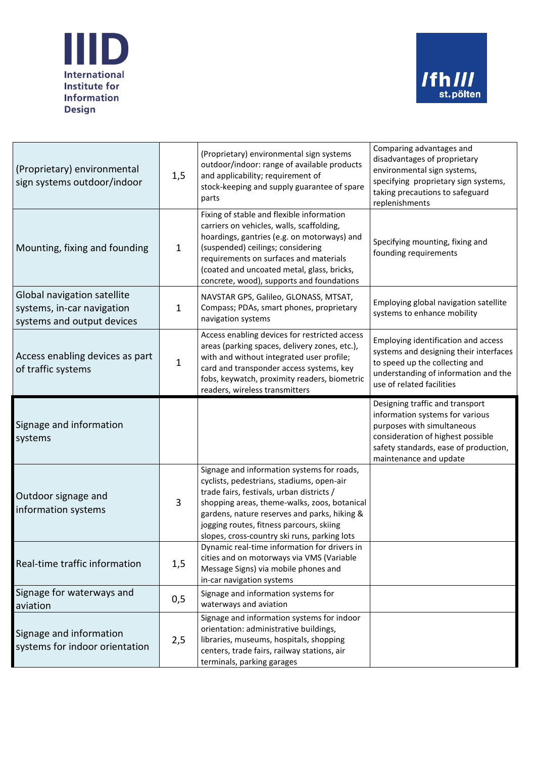| | | | |
|---|---|---|---|
| (Proprietary) environmental sign systems outdoor/indoor | 1,5 | (Proprietary) environmental sign systems outdoor/indoor: range of available products and applicability; requirement of stock-keeping and supply guarantee of spare parts | Comparing advantages and disadvantages of proprietary environmental sign systems, specifying proprietary sign systems, taking precautions to safeguard replenishments |
| Mounting, fixing and founding | 1 | Fixing of stable and flexible information carriers on vehicles, walls, scaffolding, hoardings, gantries (e.g. on motorways) and (suspended) ceilings; considering requirements on surfaces and materials (coated and uncoated metal, glass, bricks, concrete, wood), supports and foundations | Specifying mounting, fixing and founding requirements |
| Global navigation satellite systems, in-car navigation systems and output devices | 1 | NAVSTAR GPS, Galileo, GLONASS, MTSAT, Compass; PDAs, smart phones, proprietary navigation systems | Employing global navigation satellite systems to enhance mobility |
| Access enabling devices as part of traffic systems | 1 | Access enabling devices for restricted access areas (parking spaces, delivery zones, etc.), with and without integrated user profile; card and transponder access systems, key fobs, keywatch, proximity readers, biometric readers, wireless transmitters | Employing identification and access systems and designing their interfaces to speed up the collecting and understanding of information and the use of related facilities |
| Signage and information systems | | | Designing traffic and transport information systems for various purposes with simultaneous consideration of highest possible safety standards, ease of production, maintenance and update |
| Outdoor signage and information systems | 3 | Signage and information systems for roads, cyclists, pedestrians, stadiums, open-air trade fairs, festivals, urban districts / shopping areas, theme-walks, zoos, botanical gardens, nature reserves and parks, hiking & jogging routes, fitness parcours, skiing slopes, cross-country ski runs, parking lots | |
| Real-time traffic information | 1,5 | Dynamic real-time information for drivers in cities and on motorways via VMS (Variable Message Signs) via mobile phones and in-car navigation systems | |
| Signage for waterways and aviation | 0,5 | Signage and information systems for waterways and aviation | |
| Signage and information systems for indoor orientation | 2,5 | Signage and information systems for indoor orientation: administrative buildings, libraries, museums, hospitals, shopping centers, trade fairs, railway stations, air terminals, parking garages | |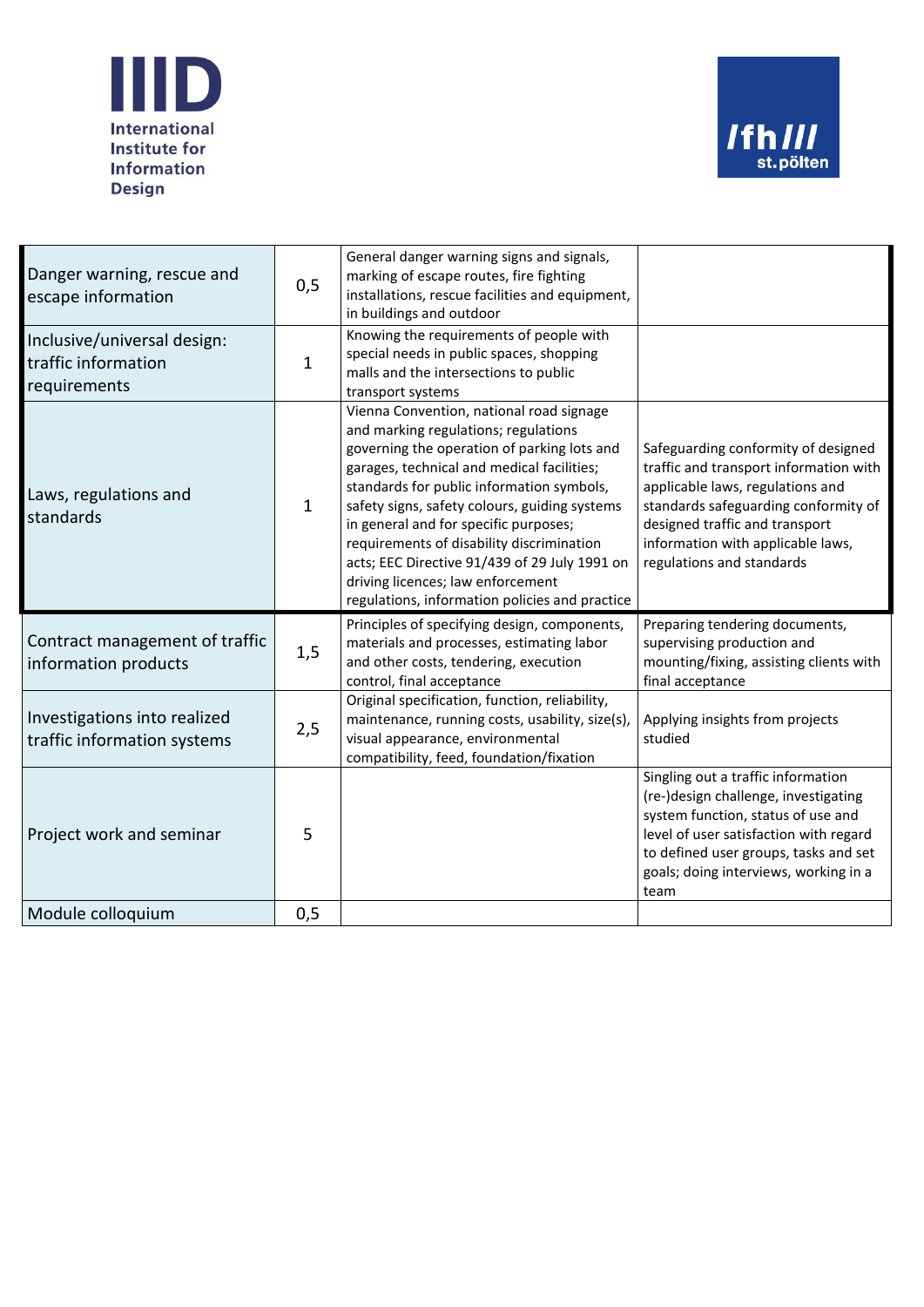| | | | |
|---|---|---|---|
| Danger warning, rescue and escape information | 0,5 | General danger warning signs and signals, marking of escape routes, fire fighting installations, rescue facilities and equipment, in buildings and outdoor | |
| Inclusive/universal design: traffic information requirements | 1 | Knowing the requirements of people with special needs in public spaces, shopping malls and the intersections to public transport systems | |
| Laws, regulations and standards | 1 | Vienna Convention, national road signage and marking regulations; regulations governing the operation of parking lots and garages, technical and medical facilities; standards for public information symbols, safety signs, safety colours, guiding systems in general and for specific purposes; requirements of disability discrimination acts; EEC Directive 91/439 of 29 July 1991 on driving licences; law enforcement regulations, information policies and practice | Safeguarding conformity of designed traffic and transport information with applicable laws, regulations and standards safeguarding conformity of designed traffic and transport information with applicable laws, regulations and standards |
| Contract management of traffic information products | 1,5 | Principles of specifying design, components, materials and processes, estimating labor and other costs, tendering, execution control, final acceptance | Preparing tendering documents, supervising production and mounting/fixing, assisting clients with final acceptance |
| Investigations into realized traffic information systems | 2,5 | Original specification, function, reliability, maintenance, running costs, usability, size(s), visual appearance, environmental compatibility, feed, foundation/fixation | Applying insights from projects studied |
| Project work and seminar | 5 | | Singling out a traffic information (re-)design challenge, investigating system function, status of use and level of user satisfaction with regard to defined user groups, tasks and set goals; doing interviews, working in a team |
| Module colloquium | 0,5 | | |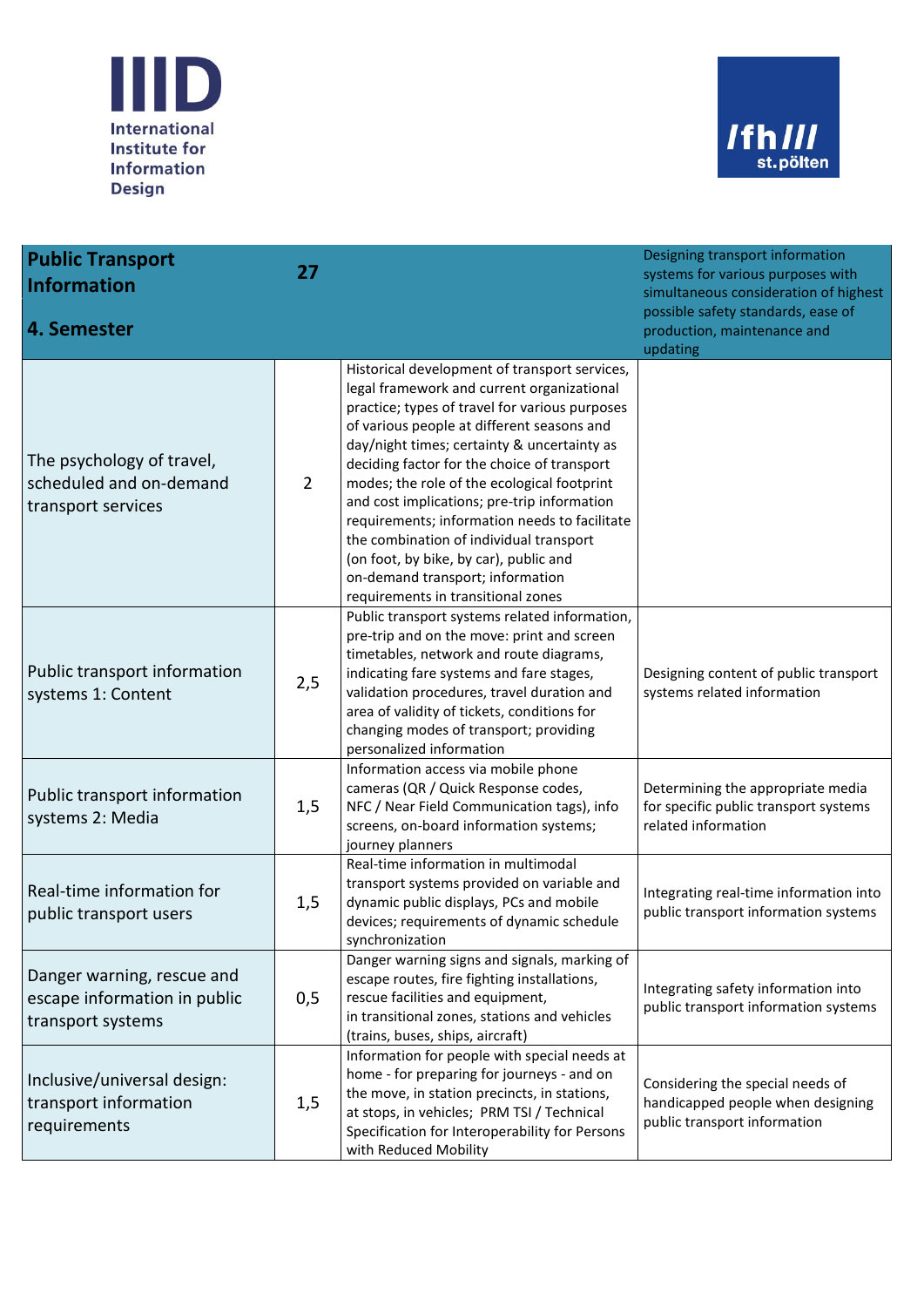IIID International Institute for Information Design

fh/// st.pölten

| Public Transport Information<br><br>4. Semester | 27 | | Designing transport information systems for various purposes with simultaneous consideration of highest possible safety standards, ease of production, maintenance and updating |
|---|---|---|---|
| The psychology of travel, scheduled and on-demand transport services | 2 | Historical development of transport services, legal framework and current organizational practice; types of travel for various purposes of various people at different seasons and day/night times; certainty & uncertainty as deciding factor for the choice of transport modes; the role of the ecological footprint and cost implications; pre-trip information requirements; information needs to facilitate the combination of individual transport (on foot, by bike, by car), public and on-demand transport; information requirements in transitional zones | |
| Public transport information systems 1: Content | 2,5 | Public transport systems related information, pre-trip and on the move: print and screen timetables, network and route diagrams, indicating fare systems and fare stages, validation procedures, travel duration and area of validity of tickets, conditions for changing modes of transport; providing personalized information | Designing content of public transport systems related information |
| Public transport information systems 2: Media | 1,5 | Information access via mobile phone cameras (QR / Quick Response codes, NFC / Near Field Communication tags), info screens, on-board information systems; journey planners | Determining the appropriate media for specific public transport systems related information |
| Real-time information for public transport users | 1,5 | Real-time information in multimodal transport systems provided on variable and dynamic public displays, PCs and mobile devices; requirements of dynamic schedule synchronization | Integrating real-time information into public transport information systems |
| Danger warning, rescue and escape information in public transport systems | 0,5 | Danger warning signs and signals, marking of escape routes, fire fighting installations, rescue facilities and equipment, in transitional zones, stations and vehicles (trains, buses, ships, aircraft) | Integrating safety information into public transport information systems |
| Inclusive/universal design: transport information requirements | 1,5 | Information for people with special needs at home - for preparing for journeys - and on the move, in station precincts, in stations, at stops, in vehicles; PRM TSI / Technical Specification for Interoperability for Persons with Reduced Mobility | Considering the special needs of handicapped people when designing public transport information |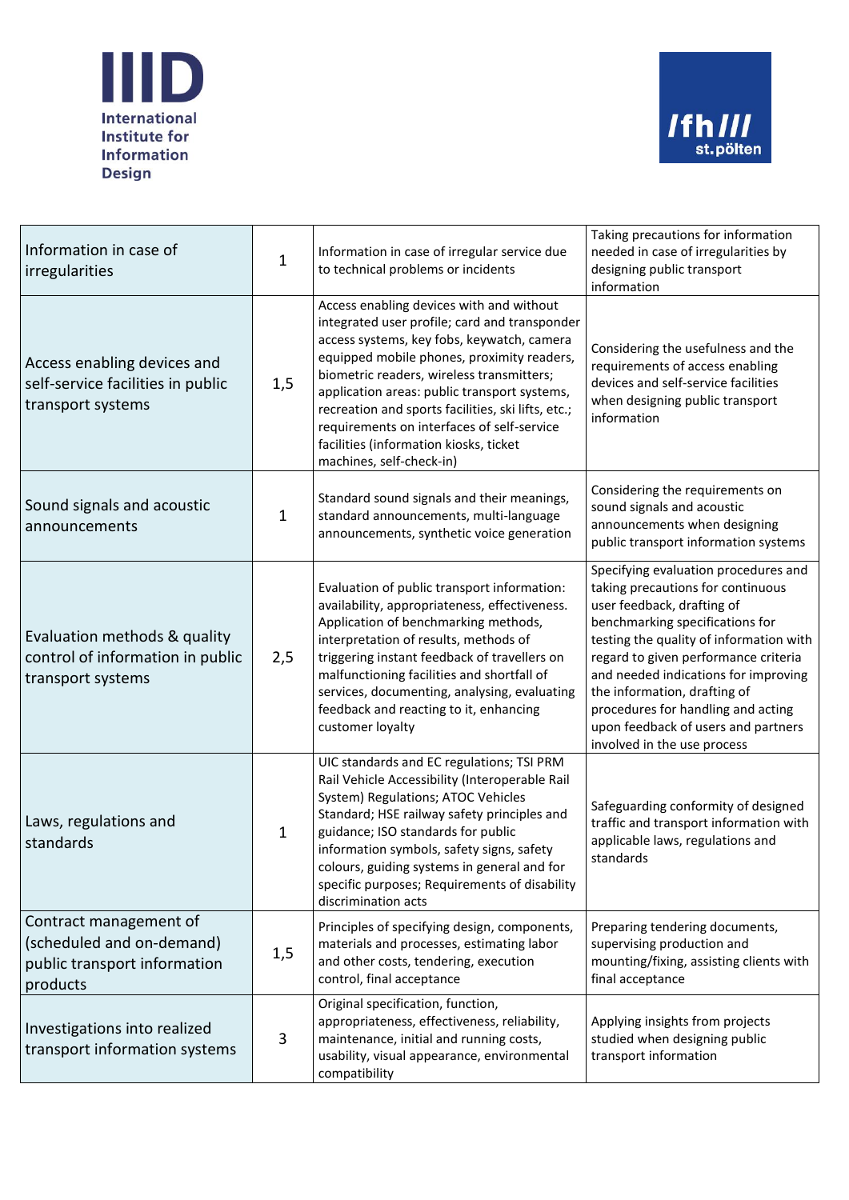| | | | |
|---|---|---|---|
| Information in case of irregularities | 1 | Information in case of irregular service due to technical problems or incidents | Taking precautions for information needed in case of irregularities by designing public transport information |
| Access enabling devices and self-service facilities in public transport systems | 1,5 | Access enabling devices with and without integrated user profile; card and transponder access systems, key fobs, keywatch, camera equipped mobile phones, proximity readers, biometric readers, wireless transmitters; application areas: public transport systems, recreation and sports facilities, ski lifts, etc.; requirements on interfaces of self-service facilities (information kiosks, ticket machines, self-check-in) | Considering the usefulness and the requirements of access enabling devices and self-service facilities when designing public transport information |
| Sound signals and acoustic announcements | 1 | Standard sound signals and their meanings, standard announcements, multi-language announcements, synthetic voice generation | Considering the requirements on sound signals and acoustic announcements when designing public transport information systems |
| Evaluation methods & quality control of information in public transport systems | 2,5 | Evaluation of public transport information: availability, appropriateness, effectiveness. Application of benchmarking methods, interpretation of results, methods of triggering instant feedback of travellers on malfunctioning facilities and shortfall of services, documenting, analysing, evaluating feedback and reacting to it, enhancing customer loyalty | Specifying evaluation procedures and taking precautions for continuous user feedback, drafting of benchmarking specifications for testing the quality of information with regard to given performance criteria and needed indications for improving the information, drafting of procedures for handling and acting upon feedback of users and partners involved in the use process |
| Laws, regulations and standards | 1 | UIC standards and EC regulations; TSI PRM Rail Vehicle Accessibility (Interoperable Rail System) Regulations; ATOC Vehicles Standard; HSE railway safety principles and guidance; ISO standards for public information symbols, safety signs, safety colours, guiding systems in general and for specific purposes; Requirements of disability discrimination acts | Safeguarding conformity of designed traffic and transport information with applicable laws, regulations and standards |
| Contract management of (scheduled and on-demand) public transport information products | 1,5 | Principles of specifying design, components, materials and processes, estimating labor and other costs, tendering, execution control, final acceptance | Preparing tendering documents, supervising production and mounting/fixing, assisting clients with final acceptance |
| Investigations into realized transport information systems | 3 | Original specification, function, appropriateness, effectiveness, reliability, maintenance, initial and running costs, usability, visual appearance, environmental compatibility | Applying insights from projects studied when designing public transport information |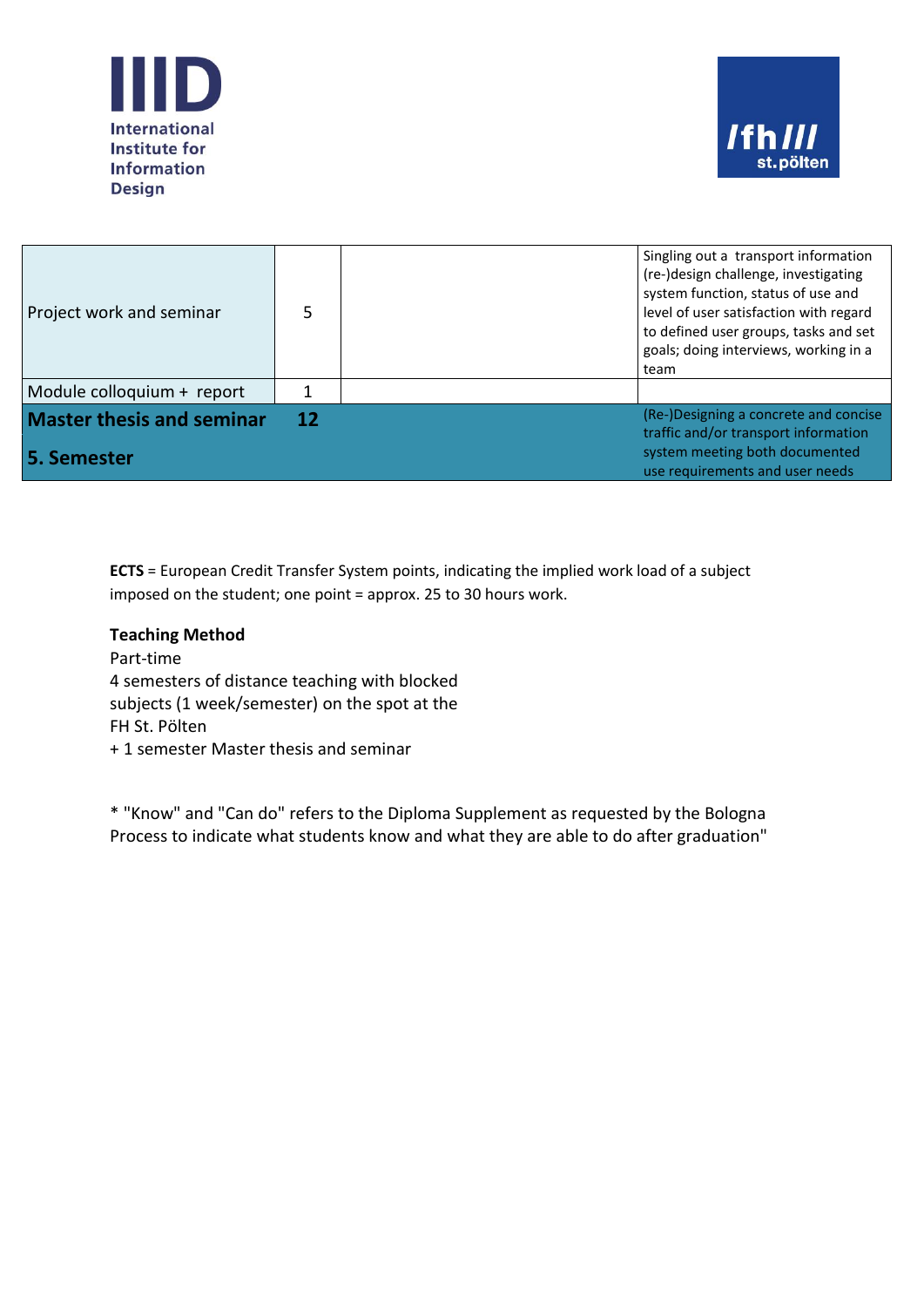International Institute for Information Design

| | | | |
|---|---|---|---|
| Project work and seminar | 5 | | Singling out a transport information (re-)design challenge, investigating system function, status of use and level of user satisfaction with regard to defined user groups, tasks and set goals; doing interviews, working in a team |
| Module colloquium + report | 1 | | |
| **Master thesis and seminar** | **12** | | (Re-)Designing a concrete and concise traffic and/or transport information system meeting both documented use requirements and user needs |
| **5. Semester** | | | |

**ECTS** = European Credit Transfer System points, indicating the implied work load of a subject imposed on the student; one point = approx. 25 to 30 hours work.

**Teaching Method**

Part-time
4 semesters of distance teaching with blocked subjects (1 week/semester) on the spot at the FH St. Pölten
+ 1 semester Master thesis and seminar

* "Know" and "Can do" refers to the Diploma Supplement as requested by the Bologna Process to indicate what students know and what they are able to do after graduation"